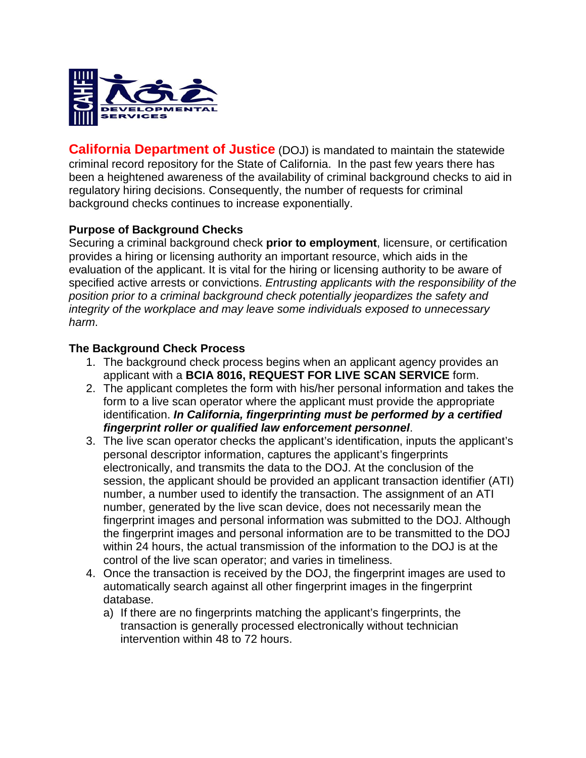**California Department of Justice** (DOJ) is mandated to maintain the statewide criminal record repository for the State of California. In the past few years there has been a heightened awareness of the availability of criminal background checks to aid in regulatory hiring decisions. Consequently, the number of requests for criminal background checks continues to increase exponentially.

**Purpose of Background Checks**

Securing a criminal background check **prior to employment**, licensure, or certification provides a hiring or licensing authority an important resource, which aids in the evaluation of the applicant. It is vital for the hiring or licensing authority to be aware of specified active arrests or convictions. *Entrusting applicants with the responsibility of the position prior to a criminal background check potentially jeopardizes the safety and integrity of the workplace and may leave some individuals exposed to unnecessary harm.*

**The Background Check Process**

1. The background check process begins when an applicant agency provides an applicant with a **BCIA 8016, REQUEST FOR LIVE SCAN SERVICE** form.
2. The applicant completes the form with his/her personal information and takes the form to a live scan operator where the applicant must provide the appropriate identification. ***In California, fingerprinting must be performed by a certified fingerprint roller or qualified law enforcement personnel***.
3. The live scan operator checks the applicant's identification, inputs the applicant's personal descriptor information, captures the applicant's fingerprints electronically, and transmits the data to the DOJ. At the conclusion of the session, the applicant should be provided an applicant transaction identifier (ATI) number, a number used to identify the transaction. The assignment of an ATI number, generated by the live scan device, does not necessarily mean the fingerprint images and personal information was submitted to the DOJ. Although the fingerprint images and personal information are to be transmitted to the DOJ within 24 hours, the actual transmission of the information to the DOJ is at the control of the live scan operator; and varies in timeliness.
4. Once the transaction is received by the DOJ, the fingerprint images are used to automatically search against all other fingerprint images in the fingerprint database.
   a) If there are no fingerprints matching the applicant's fingerprints, the transaction is generally processed electronically without technician intervention within 48 to 72 hours.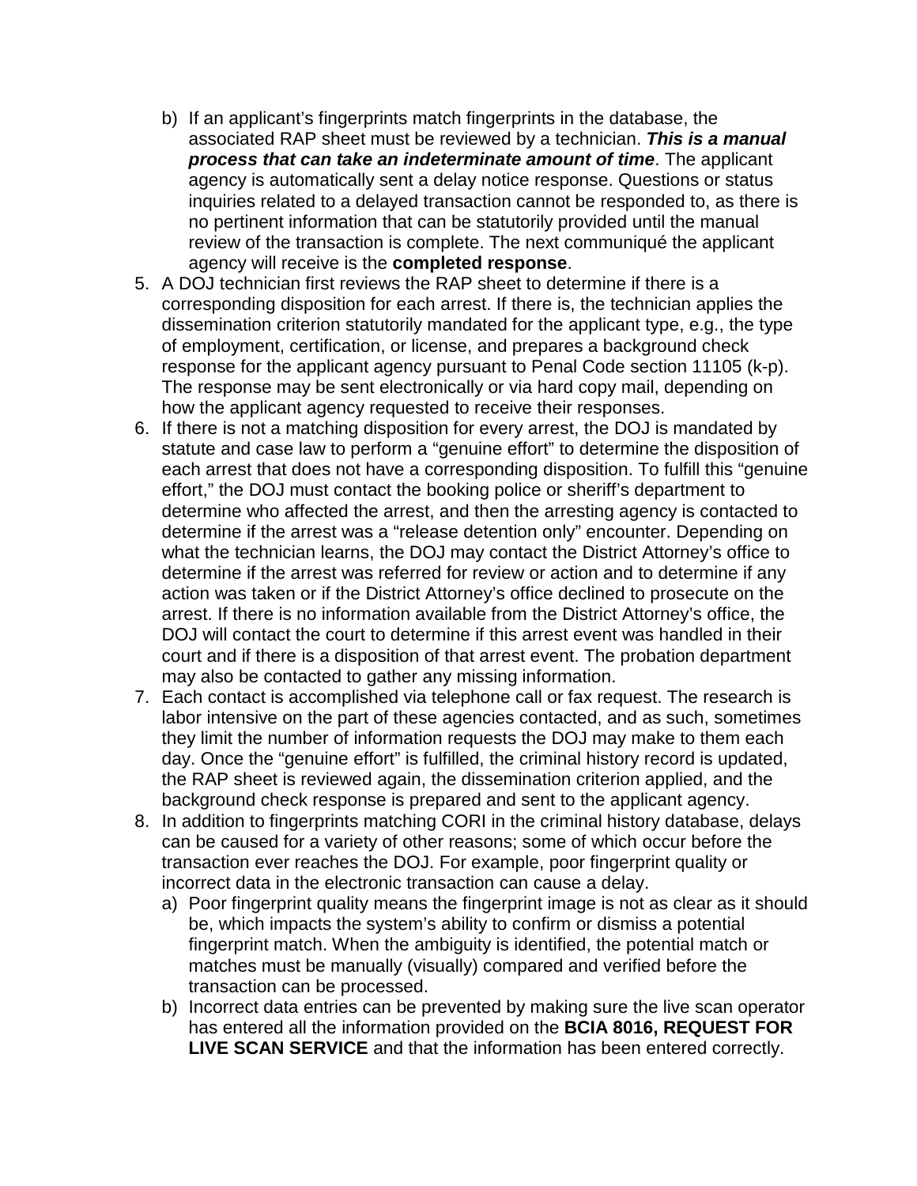b) If an applicant's fingerprints match fingerprints in the database, the associated RAP sheet must be reviewed by a technician. ***This is a manual process that can take an indeterminate amount of time***. The applicant agency is automatically sent a delay notice response. Questions or status inquiries related to a delayed transaction cannot be responded to, as there is no pertinent information that can be statutorily provided until the manual review of the transaction is complete. The next communiqué the applicant agency will receive is the **completed response**.

5. A DOJ technician first reviews the RAP sheet to determine if there is a corresponding disposition for each arrest. If there is, the technician applies the dissemination criterion statutorily mandated for the applicant type, e.g., the type of employment, certification, or license, and prepares a background check response for the applicant agency pursuant to Penal Code section 11105 (k-p). The response may be sent electronically or via hard copy mail, depending on how the applicant agency requested to receive their responses.
6. If there is not a matching disposition for every arrest, the DOJ is mandated by statute and case law to perform a "genuine effort" to determine the disposition of each arrest that does not have a corresponding disposition. To fulfill this "genuine effort," the DOJ must contact the booking police or sheriff's department to determine who affected the arrest, and then the arresting agency is contacted to determine if the arrest was a "release detention only" encounter. Depending on what the technician learns, the DOJ may contact the District Attorney's office to determine if the arrest was referred for review or action and to determine if any action was taken or if the District Attorney's office declined to prosecute on the arrest. If there is no information available from the District Attorney's office, the DOJ will contact the court to determine if this arrest event was handled in their court and if there is a disposition of that arrest event. The probation department may also be contacted to gather any missing information.
7. Each contact is accomplished via telephone call or fax request. The research is labor intensive on the part of these agencies contacted, and as such, sometimes they limit the number of information requests the DOJ may make to them each day. Once the "genuine effort" is fulfilled, the criminal history record is updated, the RAP sheet is reviewed again, the dissemination criterion applied, and the background check response is prepared and sent to the applicant agency.
8. In addition to fingerprints matching CORI in the criminal history database, delays can be caused for a variety of other reasons; some of which occur before the transaction ever reaches the DOJ. For example, poor fingerprint quality or incorrect data in the electronic transaction can cause a delay.
   a) Poor fingerprint quality means the fingerprint image is not as clear as it should be, which impacts the system's ability to confirm or dismiss a potential fingerprint match. When the ambiguity is identified, the potential match or matches must be manually (visually) compared and verified before the transaction can be processed.
   b) Incorrect data entries can be prevented by making sure the live scan operator has entered all the information provided on the **BCIA 8016, REQUEST FOR LIVE SCAN SERVICE** and that the information has been entered correctly.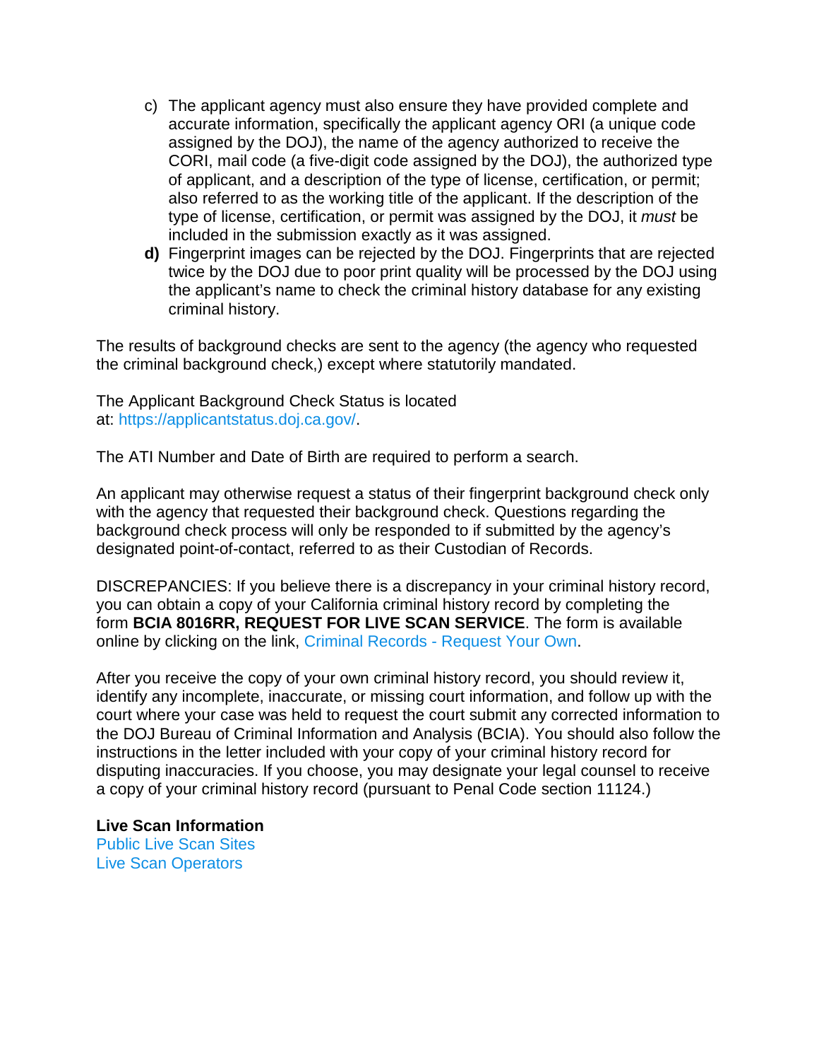c) The applicant agency must also ensure they have provided complete and accurate information, specifically the applicant agency ORI (a unique code assigned by the DOJ), the name of the agency authorized to receive the CORI, mail code (a five-digit code assigned by the DOJ), the authorized type of applicant, and a description of the type of license, certification, or permit; also referred to as the working title of the applicant. If the description of the type of license, certification, or permit was assigned by the DOJ, it *must* be included in the submission exactly as it was assigned.

**d)** Fingerprint images can be rejected by the DOJ. Fingerprints that are rejected twice by the DOJ due to poor print quality will be processed by the DOJ using the applicant's name to check the criminal history database for any existing criminal history.

The results of background checks are sent to the agency (the agency who requested the criminal background check,) except where statutorily mandated.

The Applicant Background Check Status is located at: https://applicantstatus.doj.ca.gov/.

The ATI Number and Date of Birth are required to perform a search.

An applicant may otherwise request a status of their fingerprint background check only with the agency that requested their background check. Questions regarding the background check process will only be responded to if submitted by the agency's designated point-of-contact, referred to as their Custodian of Records.

DISCREPANCIES: If you believe there is a discrepancy in your criminal history record, you can obtain a copy of your California criminal history record by completing the form **BCIA 8016RR, REQUEST FOR LIVE SCAN SERVICE**. The form is available online by clicking on the link, Criminal Records - Request Your Own.

After you receive the copy of your own criminal history record, you should review it, identify any incomplete, inaccurate, or missing court information, and follow up with the court where your case was held to request the court submit any corrected information to the DOJ Bureau of Criminal Information and Analysis (BCIA). You should also follow the instructions in the letter included with your copy of your criminal history record for disputing inaccuracies. If you choose, you may designate your legal counsel to receive a copy of your criminal history record (pursuant to Penal Code section 11124.)

**Live Scan Information**

Public Live Scan Sites

Live Scan Operators